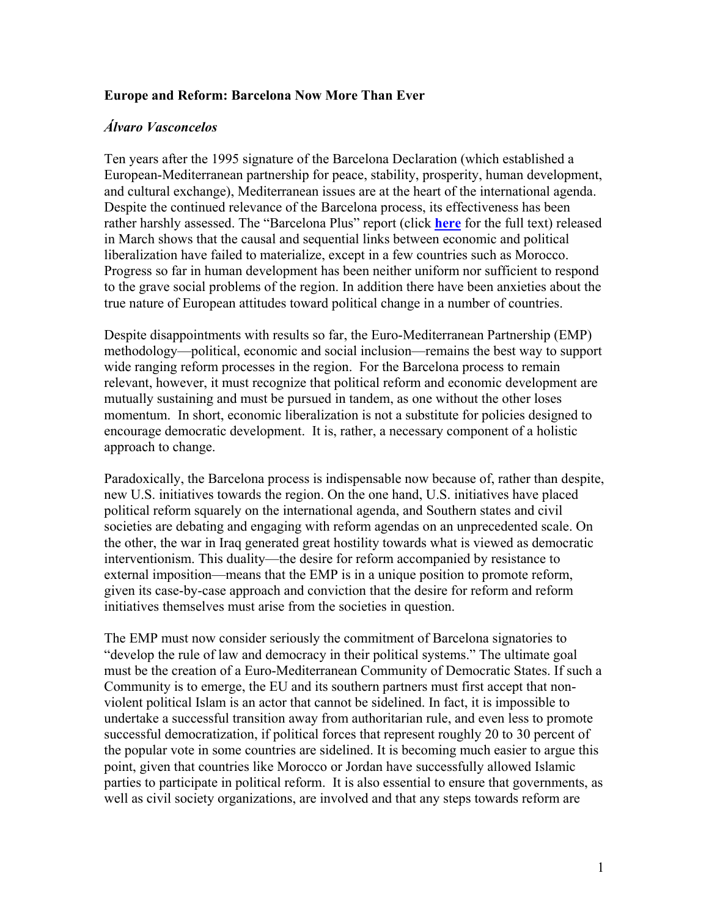**Europe and Reform: Barcelona Now More Than Ever**

***Álvaro Vasconcelos***

Ten years after the 1995 signature of the Barcelona Declaration (which established a European-Mediterranean partnership for peace, stability, prosperity, human development, and cultural exchange), Mediterranean issues are at the heart of the international agenda. Despite the continued relevance of the Barcelona process, its effectiveness has been rather harshly assessed. The "Barcelona Plus" report (click **here** for the full text) released in March shows that the causal and sequential links between economic and political liberalization have failed to materialize, except in a few countries such as Morocco. Progress so far in human development has been neither uniform nor sufficient to respond to the grave social problems of the region. In addition there have been anxieties about the true nature of European attitudes toward political change in a number of countries.

Despite disappointments with results so far, the Euro-Mediterranean Partnership (EMP) methodology—political, economic and social inclusion—remains the best way to support wide ranging reform processes in the region. For the Barcelona process to remain relevant, however, it must recognize that political reform and economic development are mutually sustaining and must be pursued in tandem, as one without the other loses momentum. In short, economic liberalization is not a substitute for policies designed to encourage democratic development. It is, rather, a necessary component of a holistic approach to change.

Paradoxically, the Barcelona process is indispensable now because of, rather than despite, new U.S. initiatives towards the region. On the one hand, U.S. initiatives have placed political reform squarely on the international agenda, and Southern states and civil societies are debating and engaging with reform agendas on an unprecedented scale. On the other, the war in Iraq generated great hostility towards what is viewed as democratic interventionism. This duality—the desire for reform accompanied by resistance to external imposition—means that the EMP is in a unique position to promote reform, given its case-by-case approach and conviction that the desire for reform and reform initiatives themselves must arise from the societies in question.

The EMP must now consider seriously the commitment of Barcelona signatories to "develop the rule of law and democracy in their political systems." The ultimate goal must be the creation of a Euro-Mediterranean Community of Democratic States. If such a Community is to emerge, the EU and its southern partners must first accept that non-violent political Islam is an actor that cannot be sidelined. In fact, it is impossible to undertake a successful transition away from authoritarian rule, and even less to promote successful democratization, if political forces that represent roughly 20 to 30 percent of the popular vote in some countries are sidelined. It is becoming much easier to argue this point, given that countries like Morocco or Jordan have successfully allowed Islamic parties to participate in political reform. It is also essential to ensure that governments, as well as civil society organizations, are involved and that any steps towards reform are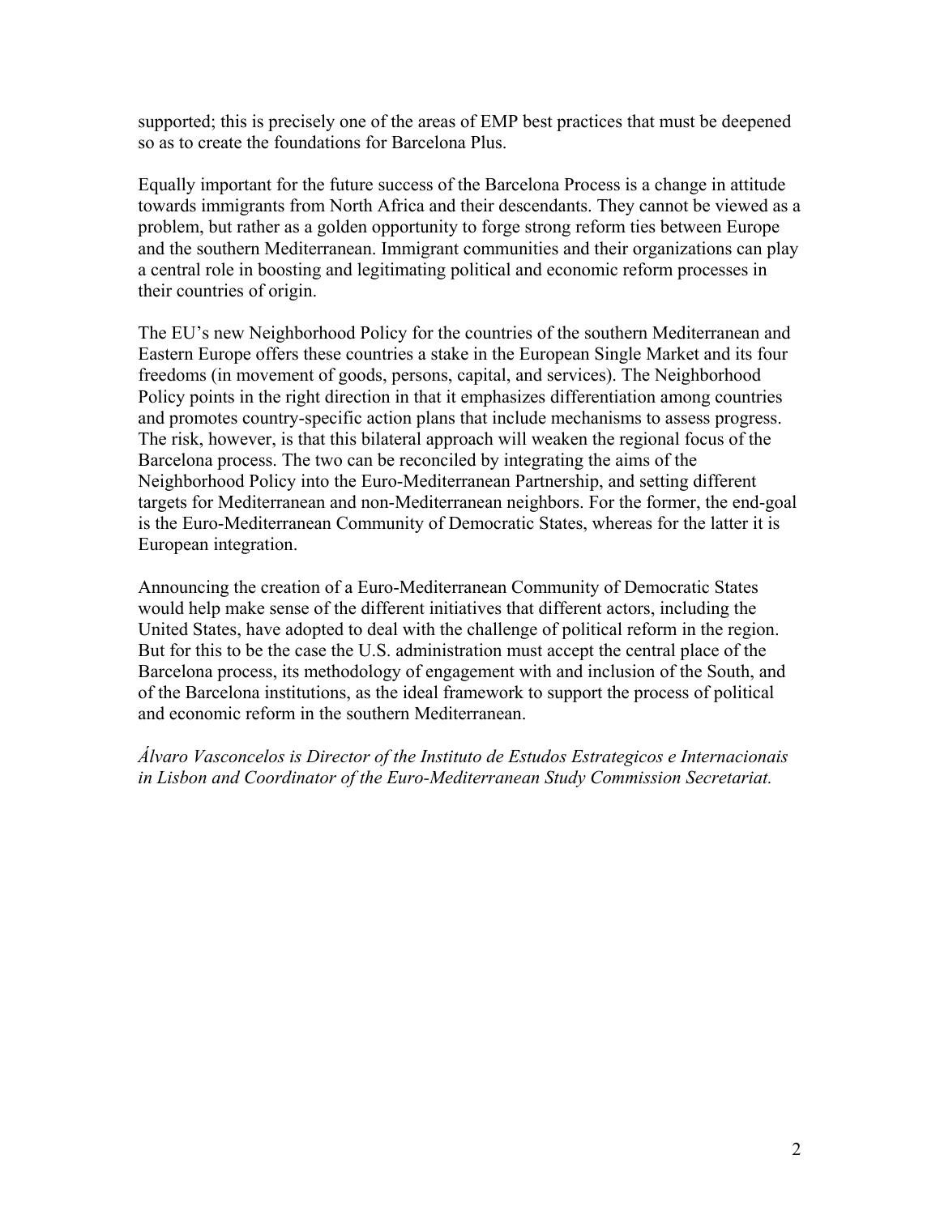supported; this is precisely one of the areas of EMP best practices that must be deepened so as to create the foundations for Barcelona Plus.

Equally important for the future success of the Barcelona Process is a change in attitude towards immigrants from North Africa and their descendants. They cannot be viewed as a problem, but rather as a golden opportunity to forge strong reform ties between Europe and the southern Mediterranean. Immigrant communities and their organizations can play a central role in boosting and legitimating political and economic reform processes in their countries of origin.

The EU's new Neighborhood Policy for the countries of the southern Mediterranean and Eastern Europe offers these countries a stake in the European Single Market and its four freedoms (in movement of goods, persons, capital, and services). The Neighborhood Policy points in the right direction in that it emphasizes differentiation among countries and promotes country-specific action plans that include mechanisms to assess progress. The risk, however, is that this bilateral approach will weaken the regional focus of the Barcelona process. The two can be reconciled by integrating the aims of the Neighborhood Policy into the Euro-Mediterranean Partnership, and setting different targets for Mediterranean and non-Mediterranean neighbors. For the former, the end-goal is the Euro-Mediterranean Community of Democratic States, whereas for the latter it is European integration.

Announcing the creation of a Euro-Mediterranean Community of Democratic States would help make sense of the different initiatives that different actors, including the United States, have adopted to deal with the challenge of political reform in the region. But for this to be the case the U.S. administration must accept the central place of the Barcelona process, its methodology of engagement with and inclusion of the South, and of the Barcelona institutions, as the ideal framework to support the process of political and economic reform in the southern Mediterranean.

*Álvaro Vasconcelos is Director of the Instituto de Estudos Estrategicos e Internacionais in Lisbon and Coordinator of the Euro-Mediterranean Study Commission Secretariat.*